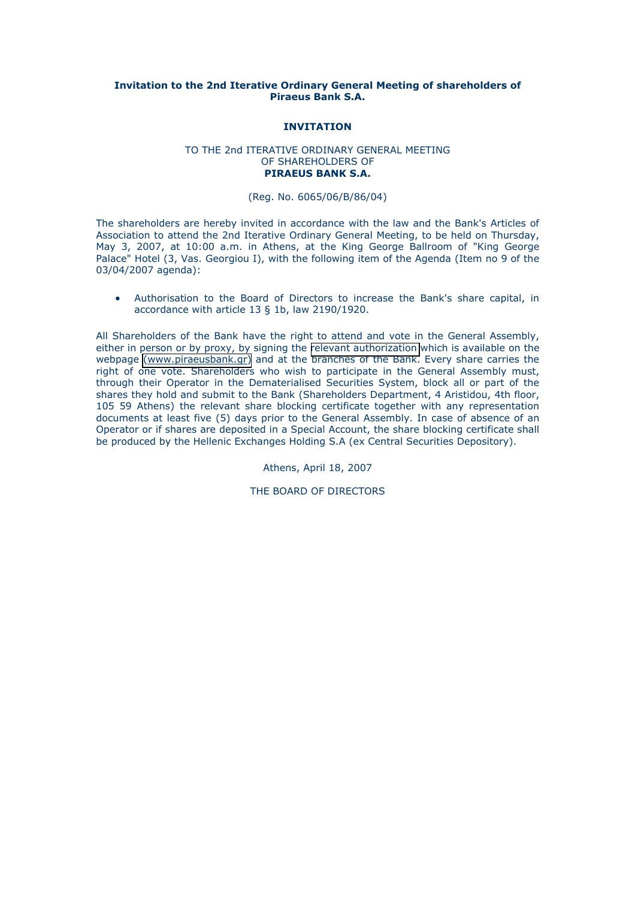**Invitation to the 2nd Iterative Ordinary General Meeting of shareholders of Piraeus Bank S.A.**

## INVITATION

TO THE 2nd ITERATIVE ORDINARY GENERAL MEETING
OF SHAREHOLDERS OF
**PIRAEUS BANK S.A.**

(Reg. No. 6065/06/B/86/04)

The shareholders are hereby invited in accordance with the law and the Bank's Articles of Association to attend the 2nd Iterative Ordinary General Meeting, to be held on Thursday, May 3, 2007, at 10:00 a.m. in Athens, at the King George Ballroom of "King George Palace" Hotel (3, Vas. Georgiou I), with the following item of the Agenda (Item no 9 of the 03/04/2007 agenda):

- Authorisation to the Board of Directors to increase the Bank's share capital, in accordance with article 13 § 1b, law 2190/1920.

All Shareholders of the Bank have the right to attend and vote in the General Assembly, either in person or by proxy, by signing the relevant authorization which is available on the webpage (www.piraeusbank.gr) and at the branches of the Bank. Every share carries the right of one vote. Shareholders who wish to participate in the General Assembly must, through their Operator in the Dematerialised Securities System, block all or part of the shares they hold and submit to the Bank (Shareholders Department, 4 Aristidou, 4th floor, 105 59 Athens) the relevant share blocking certificate together with any representation documents at least five (5) days prior to the General Assembly. In case of absence of an Operator or if shares are deposited in a Special Account, the share blocking certificate shall be produced by the Hellenic Exchanges Holding S.A (ex Central Securities Depository).

Athens, April 18, 2007

THE BOARD OF DIRECTORS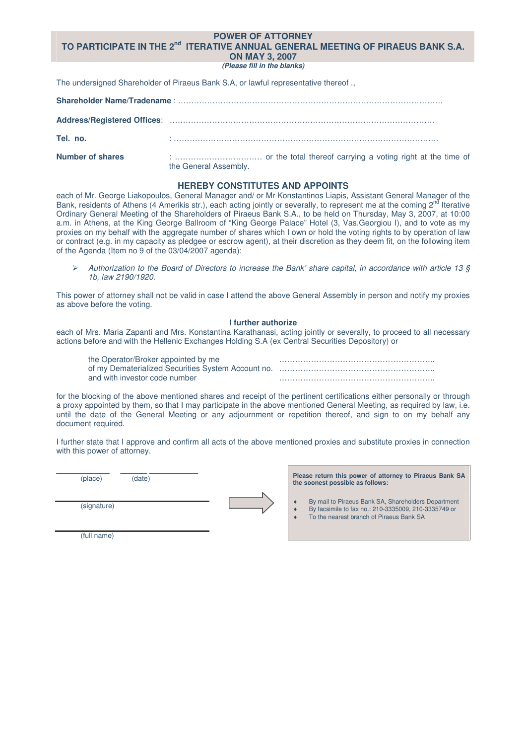# POWER OF ATTORNEY
# TO PARTICIPATE IN THE 2nd ITERATIVE ANNUAL GENERAL MEETING OF PIRAEUS BANK S.A. ON MAY 3, 2007

***(Please fill in the blanks)***

The undersigned Shareholder of Piraeus Bank S.A, or lawful representative thereof .,

**Shareholder Name/Tradename** : ……………………………………………………………………………………….

**Address/Registered Offices**: ……………………………………………………………………………………….

**Tel. no.** : ……………………………………………………………………………………….

**Number of shares** : …………………………… or the total thereof carrying a voting right at the time of the General Assembly.

## HEREBY CONSTITUTES AND APPOINTS

each of Mr. George Liakopoulos, General Manager and/ or Mr Konstantinos Liapis, Assistant General Manager of the Bank, residents of Athens (4 Amerikis str.), each acting jointly or severally, to represent me at the coming 2nd Iterative Ordinary General Meeting of the Shareholders of Piraeus Bank S.A., to be held on Thursday, May 3, 2007, at 10:00 a.m. in Athens, at the King George Ballroom of "King George Palace" Hotel (3, Vas.Georgiou I), and to vote as my proxies on my behalf with the aggregate number of shares which I own or hold the voting rights to by operation of law or contract (e.g. in my capacity as pledgee or escrow agent), at their discretion as they deem fit, on the following item of the Agenda (Item no 9 of the 03/04/2007 agenda):

- *Authorization to the Board of Directors to increase the Bank' share capital, in accordance with article 13 § 1b, law 2190/1920.*

This power of attorney shall not be valid in case I attend the above General Assembly in person and notify my proxies as above before the voting.

### I further authorize

each of Mrs. Maria Zapanti and Mrs. Konstantina Karathanasi, acting jointly or severally, to proceed to all necessary actions before and with the Hellenic Exchanges Holding S.A (ex Central Securities Depository) or

the Operator/Broker appointed by me ……………………………………………………..
of my Dematerialized Securities System Account no. ……………………………………………………..
and with investor code number ……………………………………………………..

for the blocking of the above mentioned shares and receipt of the pertinent certifications either personally or through a proxy appointed by them, so that I may participate in the above mentioned General Meeting, as required by law, i.e. until the date of the General Meeting or any adjournment or repetition thereof, and sign to on my behalf any document required.

I further state that I approve and confirm all acts of the above mentioned proxies and substitute proxies in connection with this power of attorney.

\_\_\_\_\_\_\_\_\_\_ \_\_\_\_\_\_ \_\_\_\_\_\_\_\_\_\_
(place) (date)

\_\_\_\_\_\_\_\_\_\_\_\_\_\_\_\_\_\_\_\_
(signature)

\_\_\_\_\_\_\_\_\_\_\_\_\_\_\_\_\_\_\_\_
(full name)

**Please return this power of attorney to Piraeus Bank SA the soonest possible as follows:**

- By mail to Piraeus Bank SA, Shareholders Department
- By facsimile to fax no.: 210-3335009, 210-3335749 or
- To the nearest branch of Piraeus Bank SA